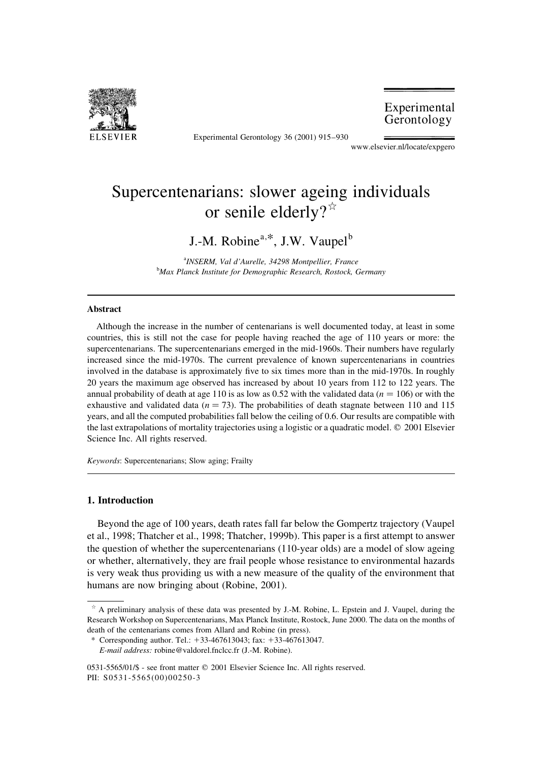# Supercentenarians: slower ageing individuals or senile elderly?☆

J.-M. Robine[a,*], J.W. Vaupel[b]

[a]INSERM, Val d'Aurelle, 34298 Montpellier, France
[b]Max Planck Institute for Demographic Research, Rostock, Germany

## Abstract

Although the increase in the number of centenarians is well documented today, at least in some countries, this is still not the case for people having reached the age of 110 years or more: the supercentenarians. The supercentenarians emerged in the mid-1960s. Their numbers have regularly increased since the mid-1970s. The current prevalence of known supercentenarians in countries involved in the database is approximately five to six times more than in the mid-1970s. In roughly 20 years the maximum age observed has increased by about 10 years from 112 to 122 years. The annual probability of death at age 110 is as low as 0.52 with the validated data ($n = 106$) or with the exhaustive and validated data ($n = 73$). The probabilities of death stagnate between 110 and 115 years, and all the computed probabilities fall below the ceiling of 0.6. Our results are compatible with the last extrapolations of mortality trajectories using a logistic or a quadratic model. © 2001 Elsevier Science Inc. All rights reserved.

*Keywords*: Supercentenarians; Slow aging; Frailty

## 1. Introduction

Beyond the age of 100 years, death rates fall far below the Gompertz trajectory (Vaupel et al., 1998; Thatcher et al., 1998; Thatcher, 1999b). This paper is a first attempt to answer the question of whether the supercentenarians (110-year olds) are a model of slow ageing or whether, alternatively, they are frail people whose resistance to environmental hazards is very weak thus providing us with a new measure of the quality of the environment that humans are now bringing about (Robine, 2001).

☆ A preliminary analysis of these data was presented by J.-M. Robine, L. Epstein and J. Vaupel, during the Research Workshop on Supercentenarians, Max Planck Institute, Rostock, June 2000. The data on the months of death of the centenarians comes from Allard and Robine (in press).

\* Corresponding author. Tel.: +33-467613043; fax: +33-467613047.
*E-mail address:* robine@valdorel.fnclcc.fr (J.-M. Robine).

0531-5565/01/$ - see front matter © 2001 Elsevier Science Inc. All rights reserved.
PII: S0531-5565(00)00250-3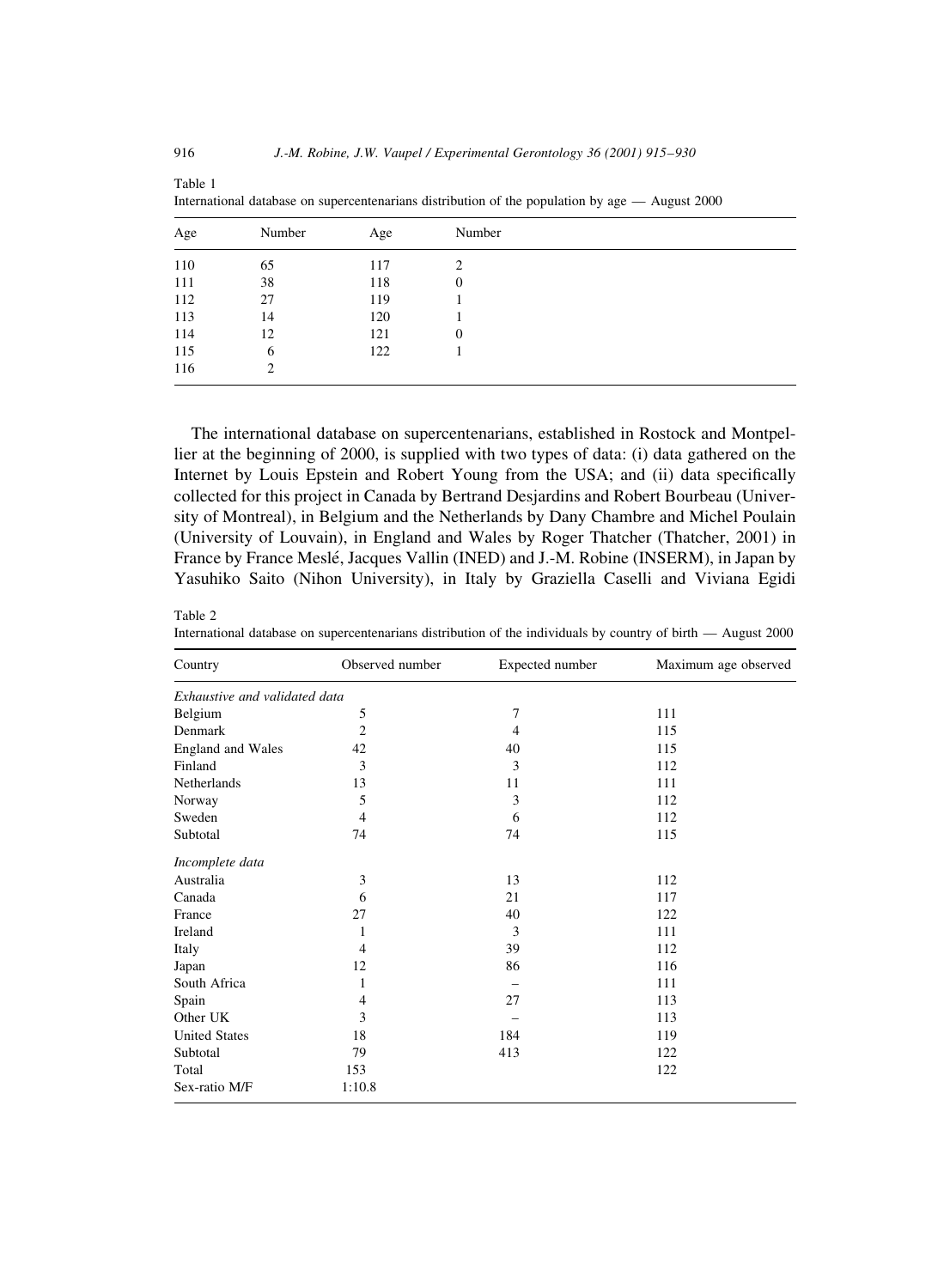Table 1

International database on supercentenarians distribution of the population by age — August 2000

| Age | Number | Age | Number |
|---|---|---|---|
| 110 | 65 | 117 | 2 |
| 111 | 38 | 118 | 0 |
| 112 | 27 | 119 | 1 |
| 113 | 14 | 120 | 1 |
| 114 | 12 | 121 | 0 |
| 115 | 6 | 122 | 1 |
| 116 | 2 | | |

The international database on supercentenarians, established in Rostock and Montpellier at the beginning of 2000, is supplied with two types of data: (i) data gathered on the Internet by Louis Epstein and Robert Young from the USA; and (ii) data specifically collected for this project in Canada by Bertrand Desjardins and Robert Bourbeau (University of Montreal), in Belgium and the Netherlands by Dany Chambre and Michel Poulain (University of Louvain), in England and Wales by Roger Thatcher (Thatcher, 2001) in France by France Meslé, Jacques Vallin (INED) and J.-M. Robine (INSERM), in Japan by Yasuhiko Saito (Nihon University), in Italy by Graziella Caselli and Viviana Egidi

Table 2

International database on supercentenarians distribution of the individuals by country of birth — August 2000

| Country | Observed number | Expected number | Maximum age observed |
|---|---|---|---|
| *Exhaustive and validated data* | | | |
| Belgium | 5 | 7 | 111 |
| Denmark | 2 | 4 | 115 |
| England and Wales | 42 | 40 | 115 |
| Finland | 3 | 3 | 112 |
| Netherlands | 13 | 11 | 111 |
| Norway | 5 | 3 | 112 |
| Sweden | 4 | 6 | 112 |
| Subtotal | 74 | 74 | 115 |
| *Incomplete data* | | | |
| Australia | 3 | 13 | 112 |
| Canada | 6 | 21 | 117 |
| France | 27 | 40 | 122 |
| Ireland | 1 | 3 | 111 |
| Italy | 4 | 39 | 112 |
| Japan | 12 | 86 | 116 |
| South Africa | 1 | – | 111 |
| Spain | 4 | 27 | 113 |
| Other UK | 3 | – | 113 |
| United States | 18 | 184 | 119 |
| Subtotal | 79 | 413 | 122 |
| Total | 153 | | 122 |
| Sex-ratio M/F | 1:10.8 | | |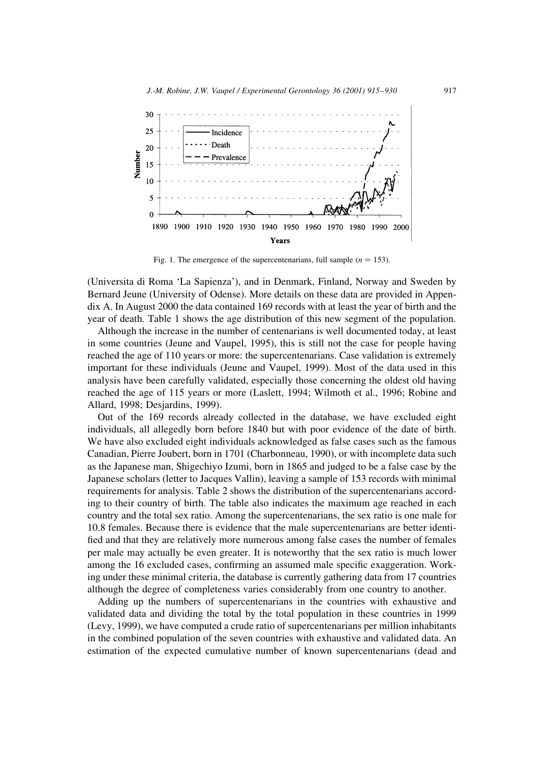Fig. 1. The emergence of the supercentenarians, full sample ($n = 153$).

(Universita di Roma 'La Sapienza'), and in Denmark, Finland, Norway and Sweden by Bernard Jeune (University of Odense). More details on these data are provided in Appendix A. In August 2000 the data contained 169 records with at least the year of birth and the year of death. Table 1 shows the age distribution of this new segment of the population.

Although the increase in the number of centenarians is well documented today, at least in some countries (Jeune and Vaupel, 1995), this is still not the case for people having reached the age of 110 years or more: the supercentenarians. Case validation is extremely important for these individuals (Jeune and Vaupel, 1999). Most of the data used in this analysis have been carefully validated, especially those concerning the oldest old having reached the age of 115 years or more (Laslett, 1994; Wilmoth et al., 1996; Robine and Allard, 1998; Desjardins, 1999).

Out of the 169 records already collected in the database, we have excluded eight individuals, all allegedly born before 1840 but with poor evidence of the date of birth. We have also excluded eight individuals acknowledged as false cases such as the famous Canadian, Pierre Joubert, born in 1701 (Charbonneau, 1990), or with incomplete data such as the Japanese man, Shigechiyo Izumi, born in 1865 and judged to be a false case by the Japanese scholars (letter to Jacques Vallin), leaving a sample of 153 records with minimal requirements for analysis. Table 2 shows the distribution of the supercentenarians according to their country of birth. The table also indicates the maximum age reached in each country and the total sex ratio. Among the supercentenarians, the sex ratio is one male for 10.8 females. Because there is evidence that the male supercentenarians are better identified and that they are relatively more numerous among false cases the number of females per male may actually be even greater. It is noteworthy that the sex ratio is much lower among the 16 excluded cases, confirming an assumed male specific exaggeration. Working under these minimal criteria, the database is currently gathering data from 17 countries although the degree of completeness varies considerably from one country to another.

Adding up the numbers of supercentenarians in the countries with exhaustive and validated data and dividing the total by the total population in these countries in 1999 (Levy, 1999), we have computed a crude ratio of supercentenarians per million inhabitants in the combined population of the seven countries with exhaustive and validated data. An estimation of the expected cumulative number of known supercentenarians (dead and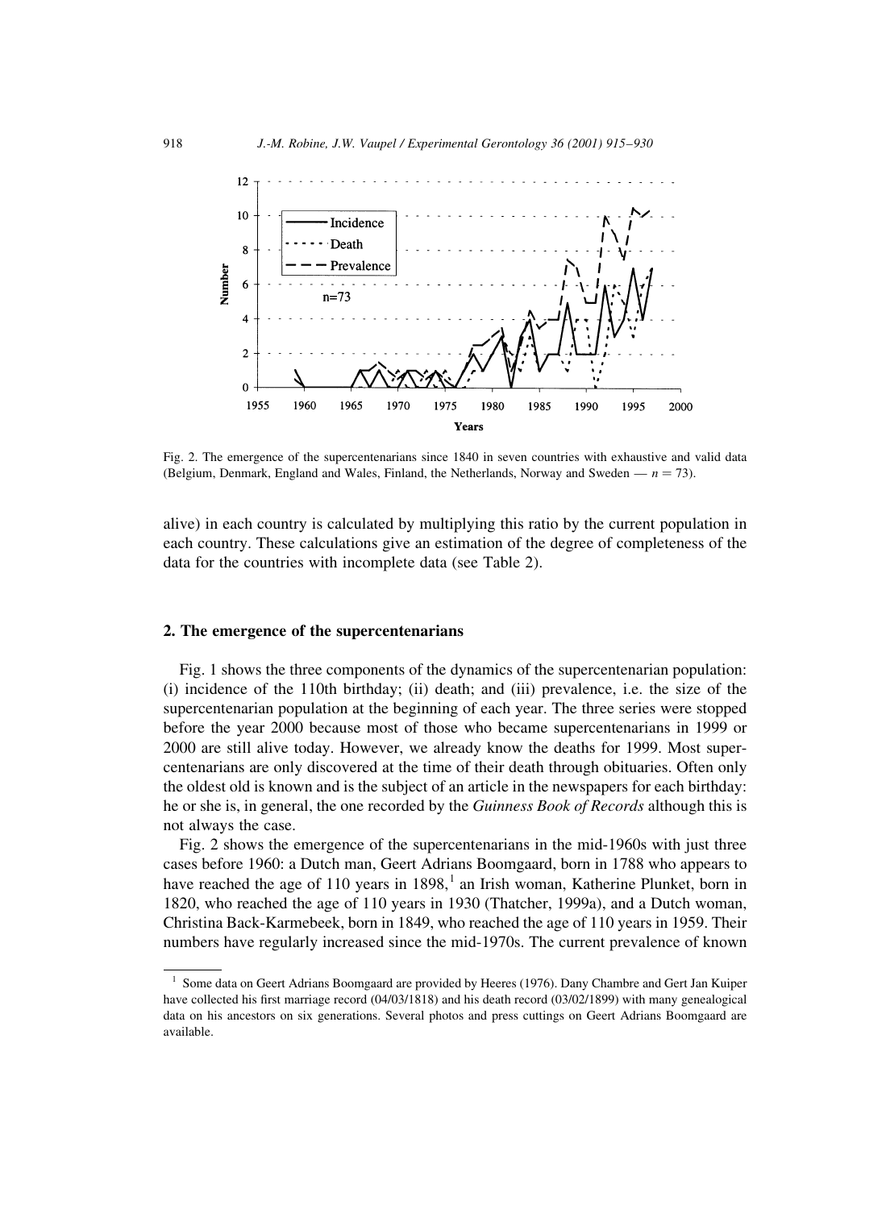Fig. 2. The emergence of the supercentenarians since 1840 in seven countries with exhaustive and valid data (Belgium, Denmark, England and Wales, Finland, the Netherlands, Norway and Sweden — $n = 73$).

alive) in each country is calculated by multiplying this ratio by the current population in each country. These calculations give an estimation of the degree of completeness of the data for the countries with incomplete data (see Table 2).

## 2. The emergence of the supercentenarians

Fig. 1 shows the three components of the dynamics of the supercentenarian population: (i) incidence of the 110th birthday; (ii) death; and (iii) prevalence, i.e. the size of the supercentenarian population at the beginning of each year. The three series were stopped before the year 2000 because most of those who became supercentenarians in 1999 or 2000 are still alive today. However, we already know the deaths for 1999. Most supercentenarians are only discovered at the time of their death through obituaries. Often only the oldest old is known and is the subject of an article in the newspapers for each birthday: he or she is, in general, the one recorded by the *Guinness Book of Records* although this is not always the case.

Fig. 2 shows the emergence of the supercentenarians in the mid-1960s with just three cases before 1960: a Dutch man, Geert Adrians Boomgaard, born in 1788 who appears to have reached the age of 110 years in 1898,[1] an Irish woman, Katherine Plunket, born in 1820, who reached the age of 110 years in 1930 (Thatcher, 1999a), and a Dutch woman, Christina Back-Karmebeek, born in 1849, who reached the age of 110 years in 1959. Their numbers have regularly increased since the mid-1970s. The current prevalence of known

[1] Some data on Geert Adrians Boomgaard are provided by Heeres (1976). Dany Chambre and Gert Jan Kuiper have collected his first marriage record (04/03/1818) and his death record (03/02/1899) with many genealogical data on his ancestors on six generations. Several photos and press cuttings on Geert Adrians Boomgaard are available.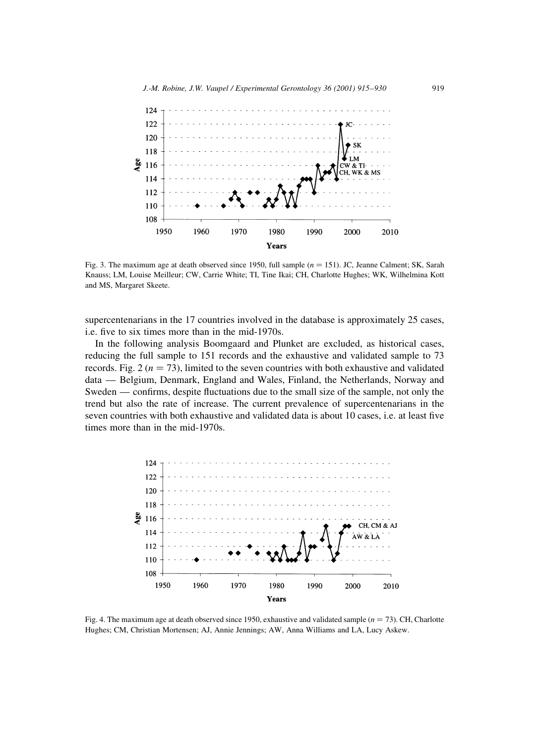Fig. 3. The maximum age at death observed since 1950, full sample ($n = 151$). JC, Jeanne Calment; SK, Sarah Knauss; LM, Louise Meilleur; CW, Carrie White; TI, Tine Ikai; CH, Charlotte Hughes; WK, Wilhelmina Kott and MS, Margaret Skeete.

supercentenarians in the 17 countries involved in the database is approximately 25 cases, i.e. five to six times more than in the mid-1970s.

In the following analysis Boomgaard and Plunket are excluded, as historical cases, reducing the full sample to 151 records and the exhaustive and validated sample to 73 records. Fig. 2 ($n = 73$), limited to the seven countries with both exhaustive and validated data — Belgium, Denmark, England and Wales, Finland, the Netherlands, Norway and Sweden — confirms, despite fluctuations due to the small size of the sample, not only the trend but also the rate of increase. The current prevalence of supercentenarians in the seven countries with both exhaustive and validated data is about 10 cases, i.e. at least five times more than in the mid-1970s.

Fig. 4. The maximum age at death observed since 1950, exhaustive and validated sample ($n = 73$). CH, Charlotte Hughes; CM, Christian Mortensen; AJ, Annie Jennings; AW, Anna Williams and LA, Lucy Askew.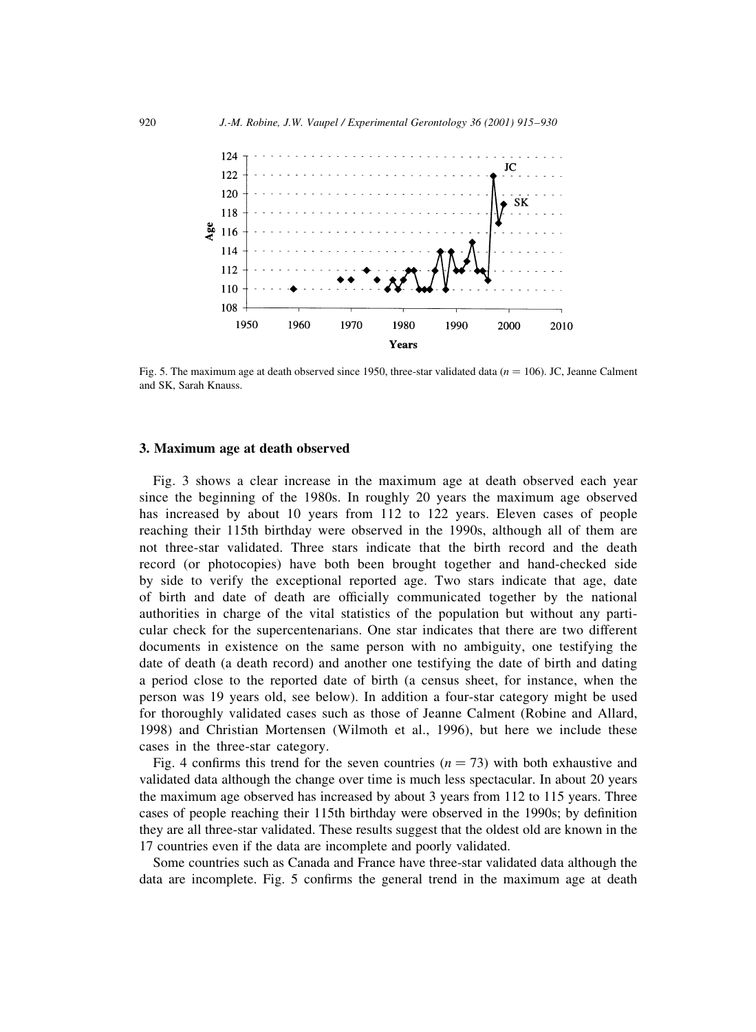Fig. 5. The maximum age at death observed since 1950, three-star validated data ($n = 106$). JC, Jeanne Calment and SK, Sarah Knauss.

## 3. Maximum age at death observed

Fig. 3 shows a clear increase in the maximum age at death observed each year since the beginning of the 1980s. In roughly 20 years the maximum age observed has increased by about 10 years from 112 to 122 years. Eleven cases of people reaching their 115th birthday were observed in the 1990s, although all of them are not three-star validated. Three stars indicate that the birth record and the death record (or photocopies) have both been brought together and hand-checked side by side to verify the exceptional reported age. Two stars indicate that age, date of birth and date of death are officially communicated together by the national authorities in charge of the vital statistics of the population but without any particular check for the supercentenarians. One star indicates that there are two different documents in existence on the same person with no ambiguity, one testifying the date of death (a death record) and another one testifying the date of birth and dating a period close to the reported date of birth (a census sheet, for instance, when the person was 19 years old, see below). In addition a four-star category might be used for thoroughly validated cases such as those of Jeanne Calment (Robine and Allard, 1998) and Christian Mortensen (Wilmoth et al., 1996), but here we include these cases in the three-star category.

Fig. 4 confirms this trend for the seven countries ($n = 73$) with both exhaustive and validated data although the change over time is much less spectacular. In about 20 years the maximum age observed has increased by about 3 years from 112 to 115 years. Three cases of people reaching their 115th birthday were observed in the 1990s; by definition they are all three-star validated. These results suggest that the oldest old are known in the 17 countries even if the data are incomplete and poorly validated.

Some countries such as Canada and France have three-star validated data although the data are incomplete. Fig. 5 confirms the general trend in the maximum age at death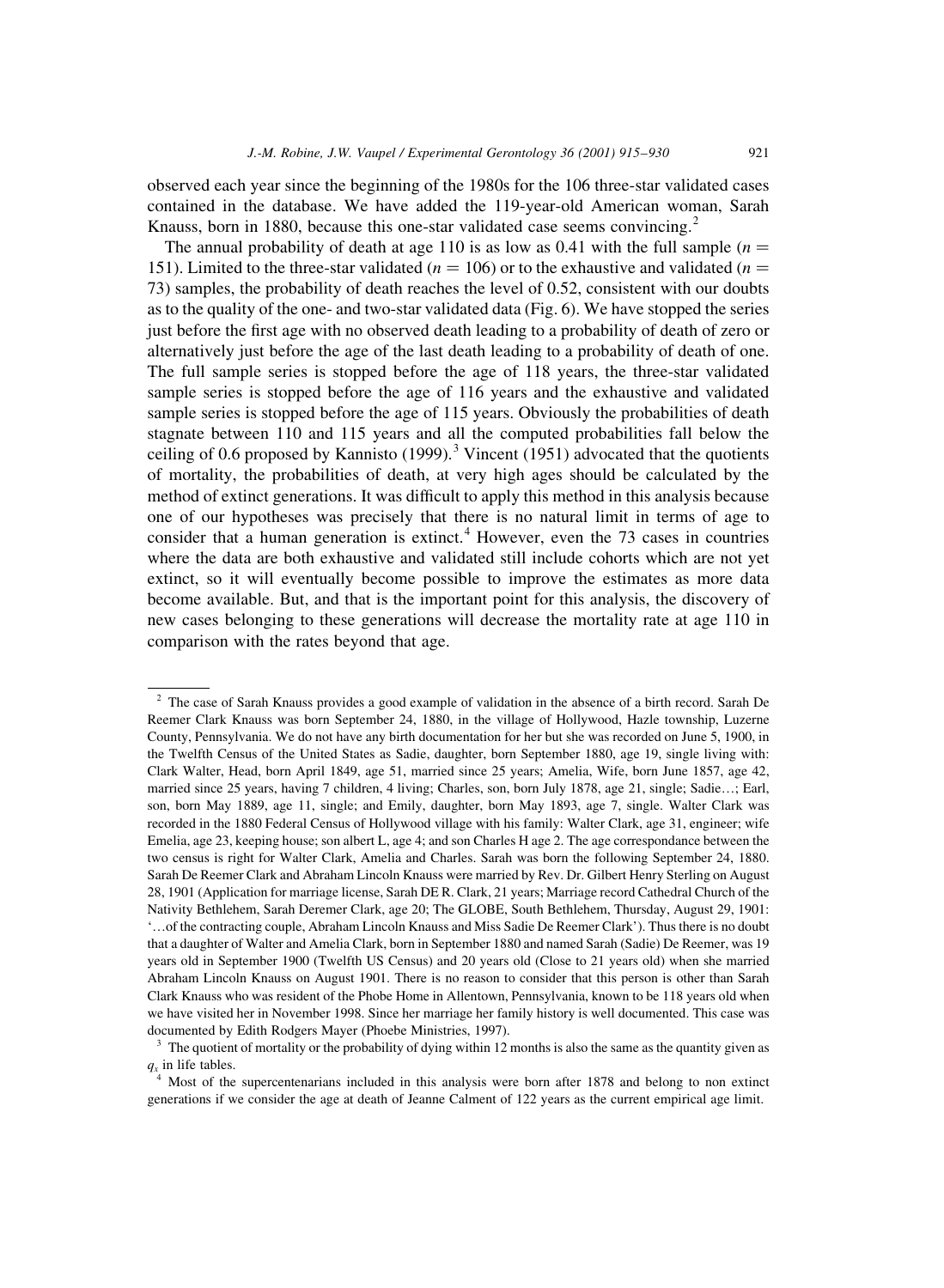observed each year since the beginning of the 1980s for the 106 three-star validated cases contained in the database. We have added the 119-year-old American woman, Sarah Knauss, born in 1880, because this one-star validated case seems convincing.[2]

The annual probability of death at age 110 is as low as 0.41 with the full sample ($n = 151$). Limited to the three-star validated ($n = 106$) or to the exhaustive and validated ($n = 73$) samples, the probability of death reaches the level of 0.52, consistent with our doubts as to the quality of the one- and two-star validated data (Fig. 6). We have stopped the series just before the first age with no observed death leading to a probability of death of zero or alternatively just before the age of the last death leading to a probability of death of one. The full sample series is stopped before the age of 118 years, the three-star validated sample series is stopped before the age of 116 years and the exhaustive and validated sample series is stopped before the age of 115 years. Obviously the probabilities of death stagnate between 110 and 115 years and all the computed probabilities fall below the ceiling of 0.6 proposed by Kannisto (1999).[3] Vincent (1951) advocated that the quotients of mortality, the probabilities of death, at very high ages should be calculated by the method of extinct generations. It was difficult to apply this method in this analysis because one of our hypotheses was precisely that there is no natural limit in terms of age to consider that a human generation is extinct.[4] However, even the 73 cases in countries where the data are both exhaustive and validated still include cohorts which are not yet extinct, so it will eventually become possible to improve the estimates as more data become available. But, and that is the important point for this analysis, the discovery of new cases belonging to these generations will decrease the mortality rate at age 110 in comparison with the rates beyond that age.

---

[2] The case of Sarah Knauss provides a good example of validation in the absence of a birth record. Sarah De Reemer Clark Knauss was born September 24, 1880, in the village of Hollywood, Hazle township, Luzerne County, Pennsylvania. We do not have any birth documentation for her but she was recorded on June 5, 1900, in the Twelfth Census of the United States as Sadie, daughter, born September 1880, age 19, single living with: Clark Walter, Head, born April 1849, age 51, married since 25 years; Amelia, Wife, born June 1857, age 42, married since 25 years, having 7 children, 4 living; Charles, son, born July 1878, age 21, single; Sadie…; Earl, son, born May 1889, age 11, single; and Emily, daughter, born May 1893, age 7, single. Walter Clark was recorded in the 1880 Federal Census of Hollywood village with his family: Walter Clark, age 31, engineer; wife Emelia, age 23, keeping house; son albert L, age 4; and son Charles H age 2. The age correspondance between the two census is right for Walter Clark, Amelia and Charles. Sarah was born the following September 24, 1880. Sarah De Reemer Clark and Abraham Lincoln Knauss were married by Rev. Dr. Gilbert Henry Sterling on August 28, 1901 (Application for marriage license, Sarah DE R. Clark, 21 years; Marriage record Cathedral Church of the Nativity Bethlehem, Sarah Deremer Clark, age 20; The GLOBE, South Bethlehem, Thursday, August 29, 1901: '…of the contracting couple, Abraham Lincoln Knauss and Miss Sadie De Reemer Clark'). Thus there is no doubt that a daughter of Walter and Amelia Clark, born in September 1880 and named Sarah (Sadie) De Reemer, was 19 years old in September 1900 (Twelfth US Census) and 20 years old (Close to 21 years old) when she married Abraham Lincoln Knauss on August 1901. There is no reason to consider that this person is other than Sarah Clark Knauss who was resident of the Phobe Home in Allentown, Pennsylvania, known to be 118 years old when we have visited her in November 1998. Since her marriage her family history is well documented. This case was documented by Edith Rodgers Mayer (Phoebe Ministries, 1997).

[3] The quotient of mortality or the probability of dying within 12 months is also the same as the quantity given as $q_x$ in life tables.

[4] Most of the supercentenarians included in this analysis were born after 1878 and belong to non extinct generations if we consider the age at death of Jeanne Calment of 122 years as the current empirical age limit.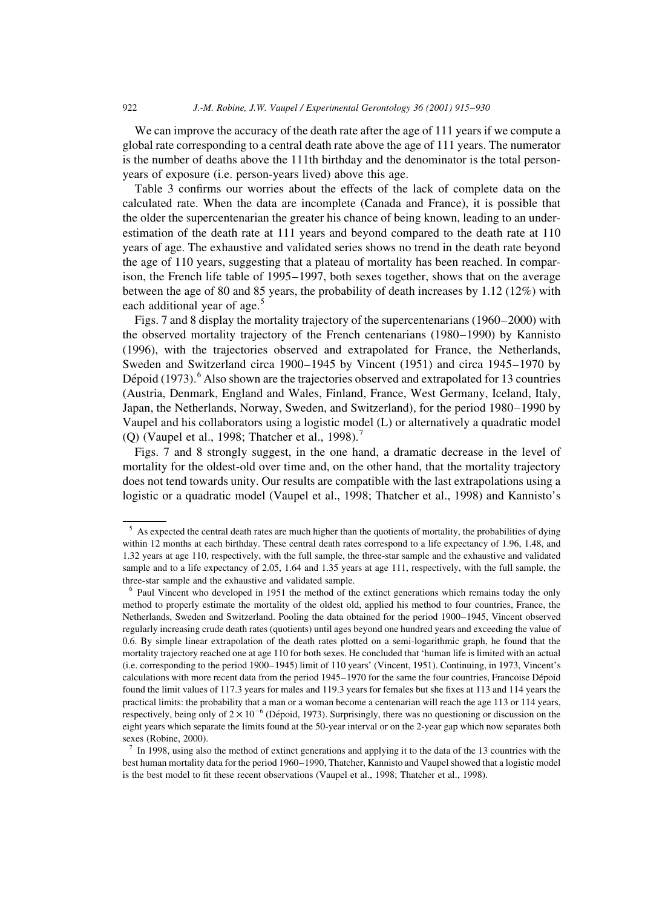We can improve the accuracy of the death rate after the age of 111 years if we compute a global rate corresponding to a central death rate above the age of 111 years. The numerator is the number of deaths above the 111th birthday and the denominator is the total person-years of exposure (i.e. person-years lived) above this age.

Table 3 confirms our worries about the effects of the lack of complete data on the calculated rate. When the data are incomplete (Canada and France), it is possible that the older the supercentenarian the greater his chance of being known, leading to an underestimation of the death rate at 111 years and beyond compared to the death rate at 110 years of age. The exhaustive and validated series shows no trend in the death rate beyond the age of 110 years, suggesting that a plateau of mortality has been reached. In comparison, the French life table of 1995–1997, both sexes together, shows that on the average between the age of 80 and 85 years, the probability of death increases by 1.12 (12%) with each additional year of age.[5]

Figs. 7 and 8 display the mortality trajectory of the supercentenarians (1960–2000) with the observed mortality trajectory of the French centenarians (1980–1990) by Kannisto (1996), with the trajectories observed and extrapolated for France, the Netherlands, Sweden and Switzerland circa 1900–1945 by Vincent (1951) and circa 1945–1970 by Dépoid (1973).[6] Also shown are the trajectories observed and extrapolated for 13 countries (Austria, Denmark, England and Wales, Finland, France, West Germany, Iceland, Italy, Japan, the Netherlands, Norway, Sweden, and Switzerland), for the period 1980–1990 by Vaupel and his collaborators using a logistic model (L) or alternatively a quadratic model (Q) (Vaupel et al., 1998; Thatcher et al., 1998).[7]

Figs. 7 and 8 strongly suggest, in the one hand, a dramatic decrease in the level of mortality for the oldest-old over time and, on the other hand, that the mortality trajectory does not tend towards unity. Our results are compatible with the last extrapolations using a logistic or a quadratic model (Vaupel et al., 1998; Thatcher et al., 1998) and Kannisto's

---

[5] As expected the central death rates are much higher than the quotients of mortality, the probabilities of dying within 12 months at each birthday. These central death rates correspond to a life expectancy of 1.96, 1.48, and 1.32 years at age 110, respectively, with the full sample, the three-star sample and the exhaustive and validated sample and to a life expectancy of 2.05, 1.64 and 1.35 years at age 111, respectively, with the full sample, the three-star sample and the exhaustive and validated sample.

[6] Paul Vincent who developed in 1951 the method of the extinct generations which remains today the only method to properly estimate the mortality of the oldest old, applied his method to four countries, France, the Netherlands, Sweden and Switzerland. Pooling the data obtained for the period 1900–1945, Vincent observed regularly increasing crude death rates (quotients) until ages beyond one hundred years and exceeding the value of 0.6. By simple linear extrapolation of the death rates plotted on a semi-logarithmic graph, he found that the mortality trajectory reached one at age 110 for both sexes. He concluded that 'human life is limited with an actual (i.e. corresponding to the period 1900–1945) limit of 110 years' (Vincent, 1951). Continuing, in 1973, Vincent's calculations with more recent data from the period 1945–1970 for the same the four countries, Francoise Dépoid found the limit values of 117.3 years for males and 119.3 years for females but she fixes at 113 and 114 years the practical limits: the probability that a man or a woman become a centenarian will reach the age 113 or 114 years, respectively, being only of $2 \times 10^{-6}$ (Dépoid, 1973). Surprisingly, there was no questioning or discussion on the eight years which separate the limits found at the 50-year interval or on the 2-year gap which now separates both sexes (Robine, 2000).

[7] In 1998, using also the method of extinct generations and applying it to the data of the 13 countries with the best human mortality data for the period 1960–1990, Thatcher, Kannisto and Vaupel showed that a logistic model is the best model to fit these recent observations (Vaupel et al., 1998; Thatcher et al., 1998).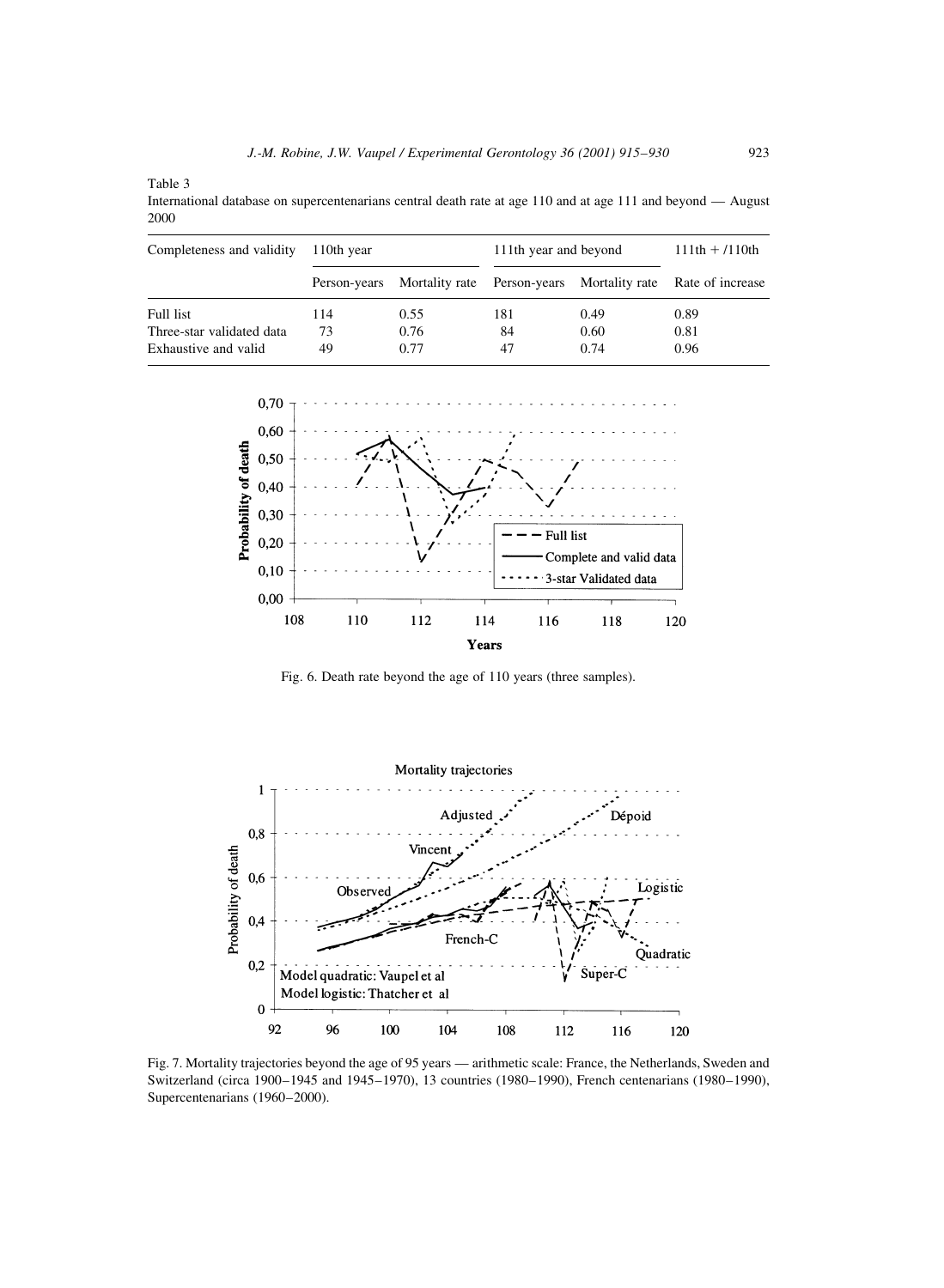Table 3
International database on supercentenarians central death rate at age 110 and at age 111 and beyond — August 2000

| Completeness and validity | 110th year | | 111th year and beyond | | 111th + /110th |
|---|---|---|---|---|---|
| | Person-years | Mortality rate | Person-years | Mortality rate | Rate of increase |
| Full list | 114 | 0.55 | 181 | 0.49 | 0.89 |
| Three-star validated data | 73 | 0.76 | 84 | 0.60 | 0.81 |
| Exhaustive and valid | 49 | 0.77 | 47 | 0.74 | 0.96 |

Fig. 6. Death rate beyond the age of 110 years (three samples).

Fig. 7. Mortality trajectories beyond the age of 95 years — arithmetic scale: France, the Netherlands, Sweden and Switzerland (circa 1900–1945 and 1945–1970), 13 countries (1980–1990), French centenarians (1980–1990), Supercentenarians (1960–2000).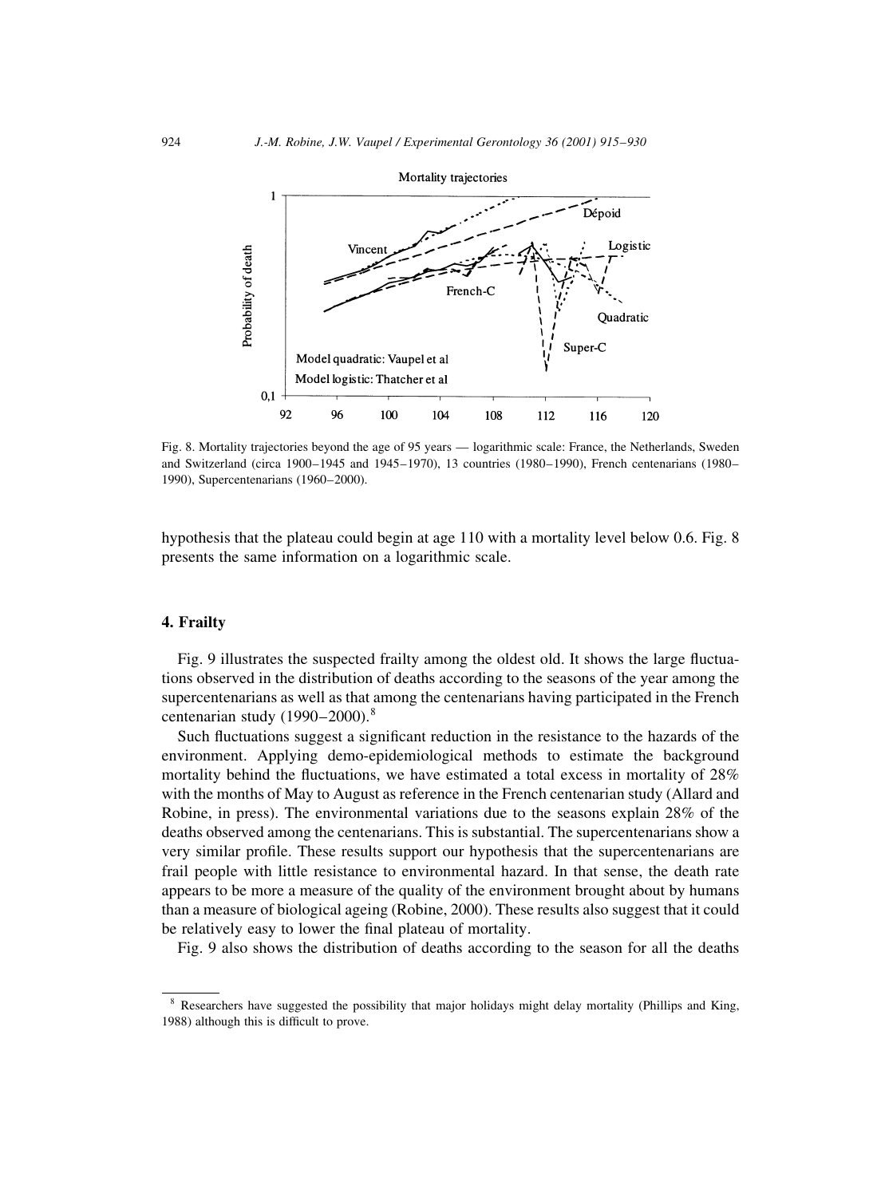Fig. 8. Mortality trajectories beyond the age of 95 years — logarithmic scale: France, the Netherlands, Sweden and Switzerland (circa 1900–1945 and 1945–1970), 13 countries (1980–1990), French centenarians (1980–1990), Supercentenarians (1960–2000).

hypothesis that the plateau could begin at age 110 with a mortality level below 0.6. Fig. 8 presents the same information on a logarithmic scale.

## 4. Frailty

Fig. 9 illustrates the suspected frailty among the oldest old. It shows the large fluctuations observed in the distribution of deaths according to the seasons of the year among the supercentenarians as well as that among the centenarians having participated in the French centenarian study (1990–2000).[8]

Such fluctuations suggest a significant reduction in the resistance to the hazards of the environment. Applying demo-epidemiological methods to estimate the background mortality behind the fluctuations, we have estimated a total excess in mortality of 28% with the months of May to August as reference in the French centenarian study (Allard and Robine, in press). The environmental variations due to the seasons explain 28% of the deaths observed among the centenarians. This is substantial. The supercentenarians show a very similar profile. These results support our hypothesis that the supercentenarians are frail people with little resistance to environmental hazard. In that sense, the death rate appears to be more a measure of the quality of the environment brought about by humans than a measure of biological ageing (Robine, 2000). These results also suggest that it could be relatively easy to lower the final plateau of mortality.

Fig. 9 also shows the distribution of deaths according to the season for all the deaths

[8] Researchers have suggested the possibility that major holidays might delay mortality (Phillips and King, 1988) although this is difficult to prove.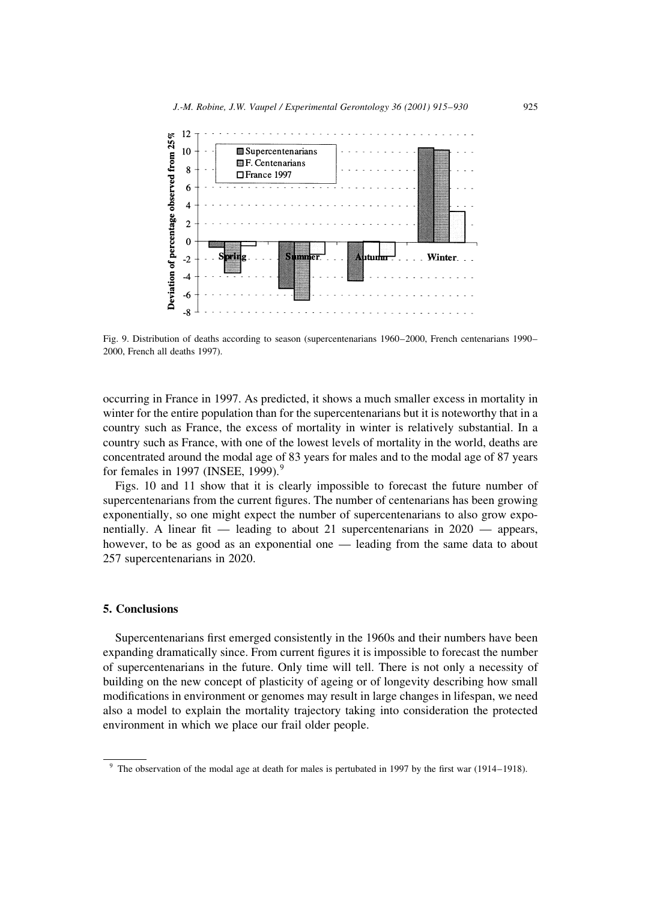Fig. 9. Distribution of deaths according to season (supercentenarians 1960–2000, French centenarians 1990–2000, French all deaths 1997).

occurring in France in 1997. As predicted, it shows a much smaller excess in mortality in winter for the entire population than for the supercentenarians but it is noteworthy that in a country such as France, the excess of mortality in winter is relatively substantial. In a country such as France, with one of the lowest levels of mortality in the world, deaths are concentrated around the modal age of 83 years for males and to the modal age of 87 years for females in 1997 (INSEE, 1999).[9]

Figs. 10 and 11 show that it is clearly impossible to forecast the future number of supercentenarians from the current figures. The number of centenarians has been growing exponentially, so one might expect the number of supercentenarians to also grow exponentially. A linear fit — leading to about 21 supercentenarians in 2020 — appears, however, to be as good as an exponential one — leading from the same data to about 257 supercentenarians in 2020.

## 5. Conclusions

Supercentenarians first emerged consistently in the 1960s and their numbers have been expanding dramatically since. From current figures it is impossible to forecast the number of supercentenarians in the future. Only time will tell. There is not only a necessity of building on the new concept of plasticity of ageing or of longevity describing how small modifications in environment or genomes may result in large changes in lifespan, we need also a model to explain the mortality trajectory taking into consideration the protected environment in which we place our frail older people.

[9] The observation of the modal age at death for males is pertubated in 1997 by the first war (1914–1918).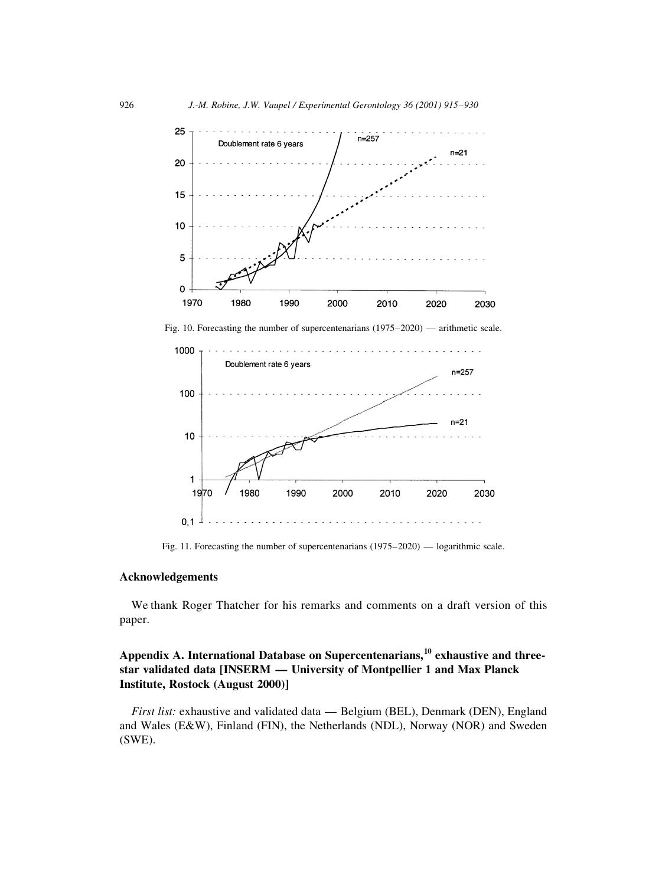Fig. 10. Forecasting the number of supercentenarians (1975–2020) — arithmetic scale.

Fig. 11. Forecasting the number of supercentenarians (1975–2020) — logarithmic scale.

## Acknowledgements

We thank Roger Thatcher for his remarks and comments on a draft version of this paper.

## Appendix A. International Database on Supercentenarians,[10] exhaustive and three-star validated data [INSERM — University of Montpellier 1 and Max Planck Institute, Rostock (August 2000)]

*First list:* exhaustive and validated data — Belgium (BEL), Denmark (DEN), England and Wales (E&W), Finland (FIN), the Netherlands (NDL), Norway (NOR) and Sweden (SWE).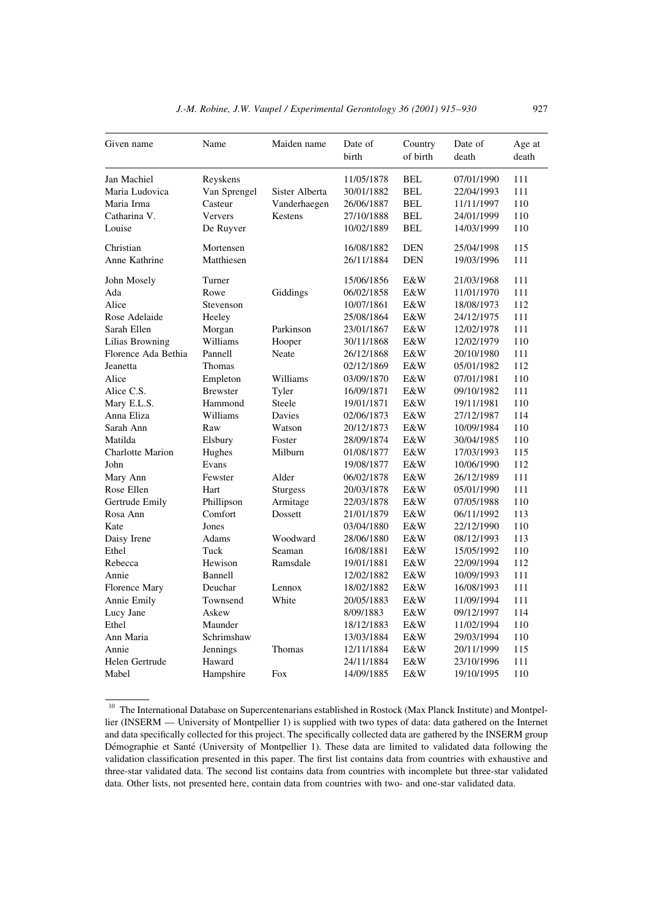| Given name | Name | Maiden name | Date of birth | Country of birth | Date of death | Age at death |
|---|---|---|---|---|---|---|
| Jan Machiel | Reyskens | | 11/05/1878 | BEL | 07/01/1990 | 111 |
| Maria Ludovica | Van Sprengel | Sister Alberta | 30/01/1882 | BEL | 22/04/1993 | 111 |
| Maria Irma | Casteur | Vanderhaegen | 26/06/1887 | BEL | 11/11/1997 | 110 |
| Catharina V. | Ververs | Kestens | 27/10/1888 | BEL | 24/01/1999 | 110 |
| Louise | De Ruyver | | 10/02/1889 | BEL | 14/03/1999 | 110 |
| Christian | Mortensen | | 16/08/1882 | DEN | 25/04/1998 | 115 |
| Anne Kathrine | Matthiesen | | 26/11/1884 | DEN | 19/03/1996 | 111 |
| John Mosely | Turner | | 15/06/1856 | E&W | 21/03/1968 | 111 |
| Ada | Rowe | Giddings | 06/02/1858 | E&W | 11/01/1970 | 111 |
| Alice | Stevenson | | 10/07/1861 | E&W | 18/08/1973 | 112 |
| Rose Adelaide | Heeley | | 25/08/1864 | E&W | 24/12/1975 | 111 |
| Sarah Ellen | Morgan | Parkinson | 23/01/1867 | E&W | 12/02/1978 | 111 |
| Lilias Browning | Williams | Hooper | 30/11/1868 | E&W | 12/02/1979 | 110 |
| Florence Ada Bethia | Pannell | Neate | 26/12/1868 | E&W | 20/10/1980 | 111 |
| Jeanetta | Thomas | | 02/12/1869 | E&W | 05/01/1982 | 112 |
| Alice | Empleton | Williams | 03/09/1870 | E&W | 07/01/1981 | 110 |
| Alice C.S. | Brewster | Tyler | 16/09/1871 | E&W | 09/10/1982 | 111 |
| Mary E.L.S. | Hammond | Steele | 19/01/1871 | E&W | 19/11/1981 | 110 |
| Anna Eliza | Williams | Davies | 02/06/1873 | E&W | 27/12/1987 | 114 |
| Sarah Ann | Raw | Watson | 20/12/1873 | E&W | 10/09/1984 | 110 |
| Matilda | Elsbury | Foster | 28/09/1874 | E&W | 30/04/1985 | 110 |
| Charlotte Marion | Hughes | Milburn | 01/08/1877 | E&W | 17/03/1993 | 115 |
| John | Evans | | 19/08/1877 | E&W | 10/06/1990 | 112 |
| Mary Ann | Fewster | Alder | 06/02/1878 | E&W | 26/12/1989 | 111 |
| Rose Ellen | Hart | Sturgess | 20/03/1878 | E&W | 05/01/1990 | 111 |
| Gertrude Emily | Phillipson | Armitage | 22/03/1878 | E&W | 07/05/1988 | 110 |
| Rosa Ann | Comfort | Dossett | 21/01/1879 | E&W | 06/11/1992 | 113 |
| Kate | Jones | | 03/04/1880 | E&W | 22/12/1990 | 110 |
| Daisy Irene | Adams | Woodward | 28/06/1880 | E&W | 08/12/1993 | 113 |
| Ethel | Tuck | Seaman | 16/08/1881 | E&W | 15/05/1992 | 110 |
| Rebecca | Hewison | Ramsdale | 19/01/1881 | E&W | 22/09/1994 | 112 |
| Annie | Bannell | | 12/02/1882 | E&W | 10/09/1993 | 111 |
| Florence Mary | Deuchar | Lennox | 18/02/1882 | E&W | 16/08/1993 | 111 |
| Annie Emily | Townsend | White | 20/05/1883 | E&W | 11/09/1994 | 111 |
| Lucy Jane | Askew | | 8/09/1883 | E&W | 09/12/1997 | 114 |
| Ethel | Maunder | | 18/12/1883 | E&W | 11/02/1994 | 110 |
| Ann Maria | Schrimshaw | | 13/03/1884 | E&W | 29/03/1994 | 110 |
| Annie | Jennings | Thomas | 12/11/1884 | E&W | 20/11/1999 | 115 |
| Helen Gertrude | Haward | | 24/11/1884 | E&W | 23/10/1996 | 111 |
| Mabel | Hampshire | Fox | 14/09/1885 | E&W | 19/10/1995 | 110 |

[10] The International Database on Supercentenarians established in Rostock (Max Planck Institute) and Montpellier (INSERM — University of Montpellier 1) is supplied with two types of data: data gathered on the Internet and data specifically collected for this project. The specifically collected data are gathered by the INSERM group Démographie et Santé (University of Montpellier 1). These data are limited to validated data following the validation classification presented in this paper. The first list contains data from countries with exhaustive and three-star validated data. The second list contains data from countries with incomplete but three-star validated data. Other lists, not presented here, contain data from countries with two- and one-star validated data.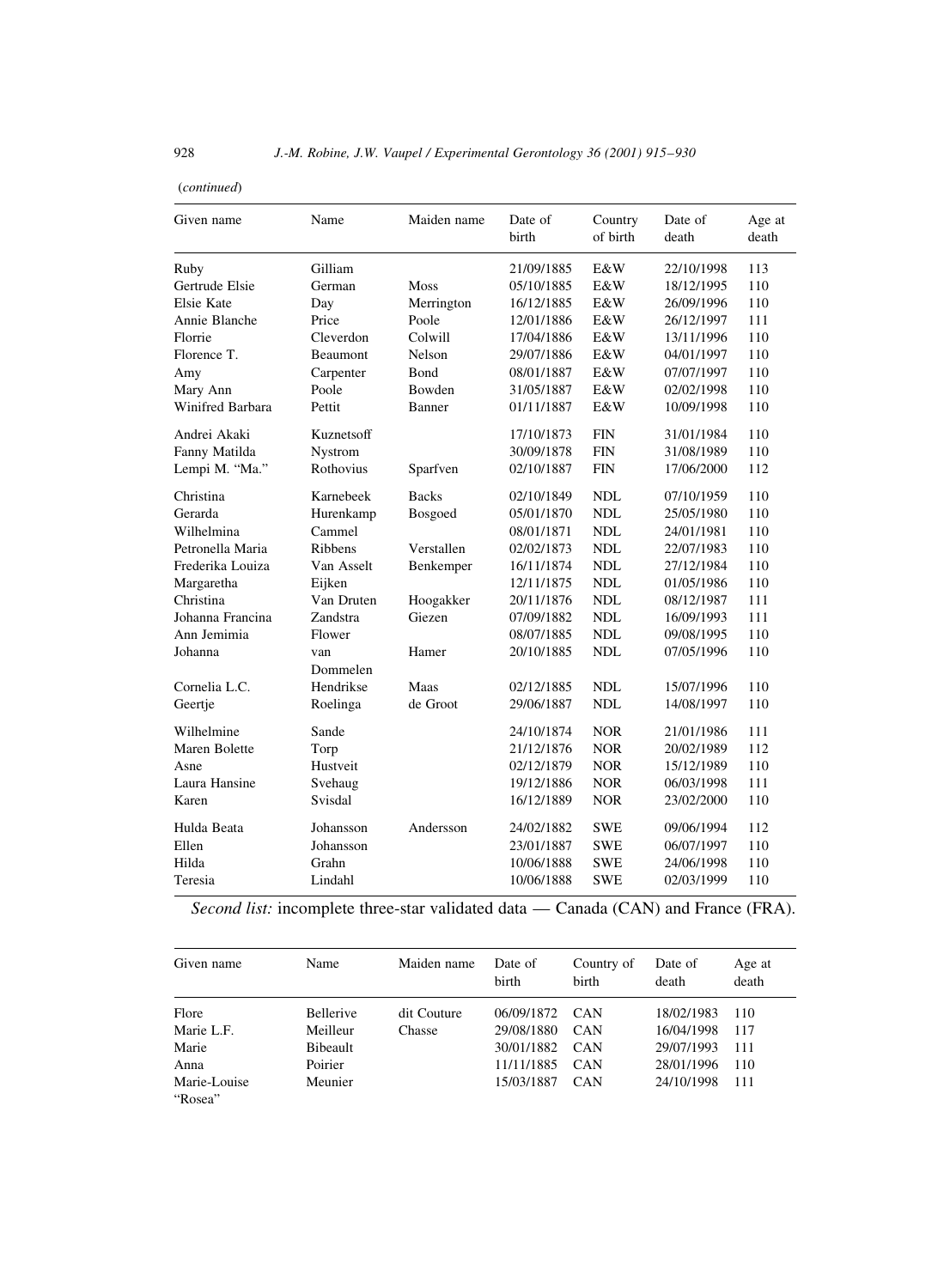(*continued*)

| Given name | Name | Maiden name | Date of birth | Country of birth | Date of death | Age at death |
|---|---|---|---|---|---|---|
| Ruby | Gilliam | | 21/09/1885 | E&W | 22/10/1998 | 113 |
| Gertrude Elsie | German | Moss | 05/10/1885 | E&W | 18/12/1995 | 110 |
| Elsie Kate | Day | Merrington | 16/12/1885 | E&W | 26/09/1996 | 110 |
| Annie Blanche | Price | Poole | 12/01/1886 | E&W | 26/12/1997 | 111 |
| Florrie | Cleverdon | Colwill | 17/04/1886 | E&W | 13/11/1996 | 110 |
| Florence T. | Beaumont | Nelson | 29/07/1886 | E&W | 04/01/1997 | 110 |
| Amy | Carpenter | Bond | 08/01/1887 | E&W | 07/07/1997 | 110 |
| Mary Ann | Poole | Bowden | 31/05/1887 | E&W | 02/02/1998 | 110 |
| Winifred Barbara | Pettit | Banner | 01/11/1887 | E&W | 10/09/1998 | 110 |
| Andrei Akaki | Kuznetsoff | | 17/10/1873 | FIN | 31/01/1984 | 110 |
| Fanny Matilda | Nystrom | | 30/09/1878 | FIN | 31/08/1989 | 110 |
| Lempi M. "Ma." | Rothovius | Sparfven | 02/10/1887 | FIN | 17/06/2000 | 112 |
| Christina | Karnebeek | Backs | 02/10/1849 | NDL | 07/10/1959 | 110 |
| Gerarda | Hurenkamp | Bosgoed | 05/01/1870 | NDL | 25/05/1980 | 110 |
| Wilhelmina | Cammel | | 08/01/1871 | NDL | 24/01/1981 | 110 |
| Petronella Maria | Ribbens | Verstallen | 02/02/1873 | NDL | 22/07/1983 | 110 |
| Frederika Louiza | Van Asselt | Benkemper | 16/11/1874 | NDL | 27/12/1984 | 110 |
| Margaretha | Eijken | | 12/11/1875 | NDL | 01/05/1986 | 110 |
| Christina | Van Druten | Hoogakker | 20/11/1876 | NDL | 08/12/1987 | 111 |
| Johanna Francina | Zandstra | Giezen | 07/09/1882 | NDL | 16/09/1993 | 111 |
| Ann Jemimia | Flower | | 08/07/1885 | NDL | 09/08/1995 | 110 |
| Johanna | van Dommelen | Hamer | 20/10/1885 | NDL | 07/05/1996 | 110 |
| Cornelia L.C. | Hendrikse | Maas | 02/12/1885 | NDL | 15/07/1996 | 110 |
| Geertje | Roelinga | de Groot | 29/06/1887 | NDL | 14/08/1997 | 110 |
| Wilhelmine | Sande | | 24/10/1874 | NOR | 21/01/1986 | 111 |
| Maren Bolette | Torp | | 21/12/1876 | NOR | 20/02/1989 | 112 |
| Asne | Hustveit | | 02/12/1879 | NOR | 15/12/1989 | 110 |
| Laura Hansine | Svehaug | | 19/12/1886 | NOR | 06/03/1998 | 111 |
| Karen | Svisdal | | 16/12/1889 | NOR | 23/02/2000 | 110 |
| Hulda Beata | Johansson | Andersson | 24/02/1882 | SWE | 09/06/1994 | 112 |
| Ellen | Johansson | | 23/01/1887 | SWE | 06/07/1997 | 110 |
| Hilda | Grahn | | 10/06/1888 | SWE | 24/06/1998 | 110 |
| Teresia | Lindahl | | 10/06/1888 | SWE | 02/03/1999 | 110 |

*Second list:* incomplete three-star validated data — Canada (CAN) and France (FRA).

| Given name | Name | Maiden name | Date of birth | Country of birth | Date of death | Age at death |
|---|---|---|---|---|---|---|
| Flore | Bellerive | dit Couture | 06/09/1872 | CAN | 18/02/1983 | 110 |
| Marie L.F. | Meilleur | Chasse | 29/08/1880 | CAN | 16/04/1998 | 117 |
| Marie | Bibeault | | 30/01/1882 | CAN | 29/07/1993 | 111 |
| Anna | Poirier | | 11/11/1885 | CAN | 28/01/1996 | 110 |
| Marie-Louise "Rosea" | Meunier | | 15/03/1887 | CAN | 24/10/1998 | 111 |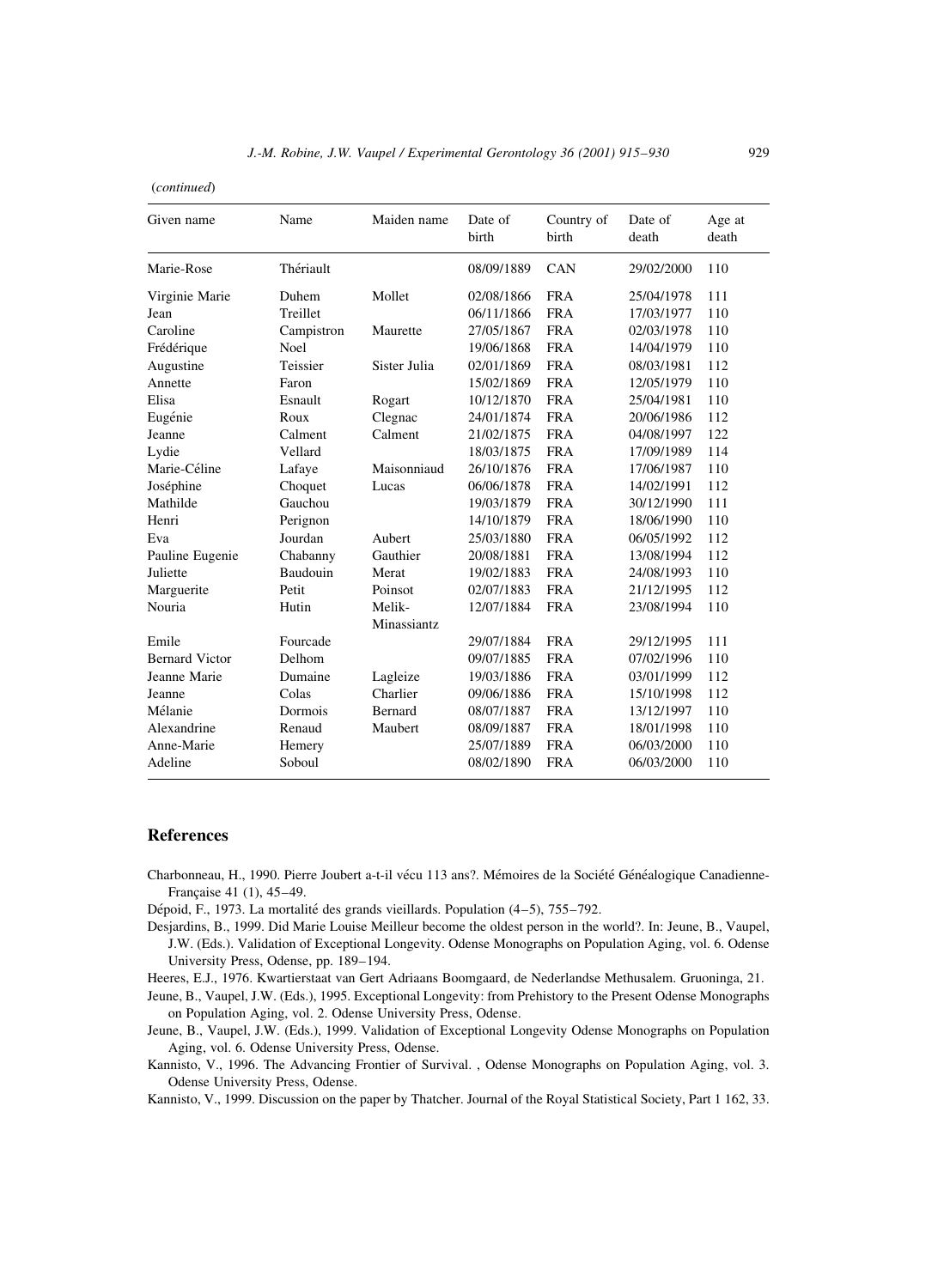(*continued*)

| Given name | Name | Maiden name | Date of birth | Country of birth | Date of death | Age at death |
|---|---|---|---|---|---|---|
| Marie-Rose | Thériault | | 08/09/1889 | CAN | 29/02/2000 | 110 |
| Virginie Marie | Duhem | Mollet | 02/08/1866 | FRA | 25/04/1978 | 111 |
| Jean | Treillet | | 06/11/1866 | FRA | 17/03/1977 | 110 |
| Caroline | Campistron | Maurette | 27/05/1867 | FRA | 02/03/1978 | 110 |
| Frédérique | Noel | | 19/06/1868 | FRA | 14/04/1979 | 110 |
| Augustine | Teissier | Sister Julia | 02/01/1869 | FRA | 08/03/1981 | 112 |
| Annette | Faron | | 15/02/1869 | FRA | 12/05/1979 | 110 |
| Elisa | Esnault | Rogart | 10/12/1870 | FRA | 25/04/1981 | 110 |
| Eugénie | Roux | Clegnac | 24/01/1874 | FRA | 20/06/1986 | 112 |
| Jeanne | Calment | Calment | 21/02/1875 | FRA | 04/08/1997 | 122 |
| Lydie | Vellard | | 18/03/1875 | FRA | 17/09/1989 | 114 |
| Marie-Céline | Lafaye | Maisonniaud | 26/10/1876 | FRA | 17/06/1987 | 110 |
| Joséphine | Choquet | Lucas | 06/06/1878 | FRA | 14/02/1991 | 112 |
| Mathilde | Gauchou | | 19/03/1879 | FRA | 30/12/1990 | 111 |
| Henri | Perignon | | 14/10/1879 | FRA | 18/06/1990 | 110 |
| Eva | Jourdan | Aubert | 25/03/1880 | FRA | 06/05/1992 | 112 |
| Pauline Eugenie | Chabanny | Gauthier | 20/08/1881 | FRA | 13/08/1994 | 112 |
| Juliette | Baudouin | Merat | 19/02/1883 | FRA | 24/08/1993 | 110 |
| Marguerite | Petit | Poinsot | 02/07/1883 | FRA | 21/12/1995 | 112 |
| Nouria | Hutin | Melik-Minassiantz | 12/07/1884 | FRA | 23/08/1994 | 110 |
| Emile | Fourcade | | 29/07/1884 | FRA | 29/12/1995 | 111 |
| Bernard Victor | Delhom | | 09/07/1885 | FRA | 07/02/1996 | 110 |
| Jeanne Marie | Dumaine | Lagleize | 19/03/1886 | FRA | 03/01/1999 | 112 |
| Jeanne | Colas | Charlier | 09/06/1886 | FRA | 15/10/1998 | 112 |
| Mélanie | Dormois | Bernard | 08/07/1887 | FRA | 13/12/1997 | 110 |
| Alexandrine | Renaud | Maubert | 08/09/1887 | FRA | 18/01/1998 | 110 |
| Anne-Marie | Hemery | | 25/07/1889 | FRA | 06/03/2000 | 110 |
| Adeline | Soboul | | 08/02/1890 | FRA | 06/03/2000 | 110 |

## References

Charbonneau, H., 1990. Pierre Joubert a-t-il vécu 113 ans?. Mémoires de la Société Généalogique Canadienne-Française 41 (1), 45–49.

Dépoid, F., 1973. La mortalité des grands vieillards. Population (4–5), 755–792.

Desjardins, B., 1999. Did Marie Louise Meilleur become the oldest person in the world?. In: Jeune, B., Vaupel, J.W. (Eds.). Validation of Exceptional Longevity. Odense Monographs on Population Aging, vol. 6. Odense University Press, Odense, pp. 189–194.

Heeres, E.J., 1976. Kwartierstaat van Gert Adriaans Boomgaard, de Nederlandse Methusalem. Gruoninga, 21.

Jeune, B., Vaupel, J.W. (Eds.), 1995. Exceptional Longevity: from Prehistory to the Present Odense Monographs on Population Aging, vol. 2. Odense University Press, Odense.

Jeune, B., Vaupel, J.W. (Eds.), 1999. Validation of Exceptional Longevity Odense Monographs on Population Aging, vol. 6. Odense University Press, Odense.

Kannisto, V., 1996. The Advancing Frontier of Survival. , Odense Monographs on Population Aging, vol. 3. Odense University Press, Odense.

Kannisto, V., 1999. Discussion on the paper by Thatcher. Journal of the Royal Statistical Society, Part 1 162, 33.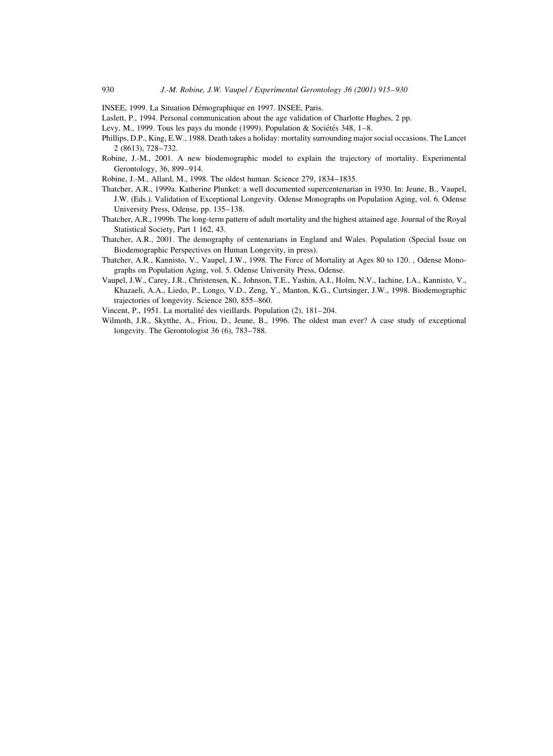INSEE, 1999. La Situation Démographique en 1997. INSEE, Paris.

Laslett, P., 1994. Personal communication about the age validation of Charlotte Hughes, 2 pp.

Levy, M., 1999. Tous les pays du monde (1999). Population & Sociétés 348, 1–8.

Phillips, D.P., King, E.W., 1988. Death takes a holiday: mortality surrounding major social occasions. The Lancet 2 (8613), 728–732.

Robine, J.-M., 2001. A new biodemographic model to explain the trajectory of mortality. Experimental Gerontology, 36, 899–914.

Robine, J.-M., Allard, M., 1998. The oldest human. Science 279, 1834–1835.

Thatcher, A.R., 1999a. Katherine Plunket: a well documented supercentenarian in 1930. In: Jeune, B., Vaupel, J.W. (Eds.). Validation of Exceptional Longevity. Odense Monographs on Population Aging, vol. 6. Odense University Press, Odense, pp. 135–138.

Thatcher, A.R., 1999b. The long-term pattern of adult mortality and the highest attained age. Journal of the Royal Statistical Society, Part 1 162, 43.

Thatcher, A.R., 2001. The demography of centenarians in England and Wales. Population (Special Issue on Biodemographic Perspectives on Human Longevity, in press).

Thatcher, A.R., Kannisto, V., Vaupel, J.W., 1998. The Force of Mortality at Ages 80 to 120. , Odense Monographs on Population Aging, vol. 5. Odense University Press, Odense.

Vaupel, J.W., Carey, J.R., Christensen, K., Johnson, T.E., Yashin, A.I., Holm, N.V., Iachine, I.A., Kannisto, V., Khazaeli, A.A., Liedo, P., Longo, V.D., Zeng, Y., Manton, K.G., Curtsinger, J.W., 1998. Biodemographic trajectories of longevity. Science 280, 855–860.

Vincent, P., 1951. La mortalité des vieillards. Population (2), 181–204.

Wilmoth, J.R., Skytthe, A., Friou, D., Jeune, B., 1996. The oldest man ever? A case study of exceptional longevity. The Gerontologist 36 (6), 783–788.